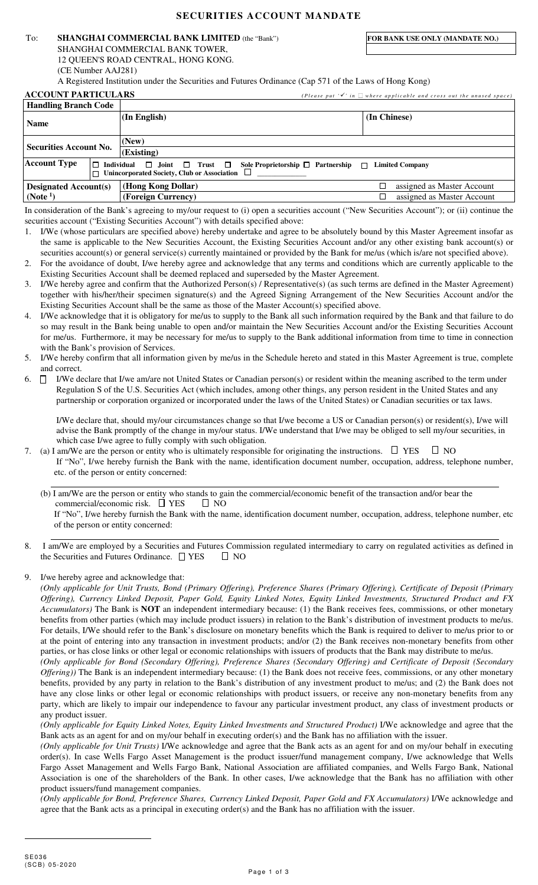# SECURITIES ACCOUNT MANDATE

To: **SHANGHAI COMMERCIAL BANK LIMITED** (the "Bank")
SHANGHAI COMMERCIAL BANK TOWER,
12 QUEEN'S ROAD CENTRAL, HONG KONG.
(CE Number AAJ281)
A Registered Institution under the Securities and Futures Ordinance (Cap 571 of the Laws of Hong Kong)

| **FOR BANK USE ONLY (MANDATE NO.)** |
| --- |
| |

**ACCOUNT PARTICULARS** *(Please put '✓' in ☐ where applicable and cross out the unused space)*

| **Handling Branch Code** | | |
| --- | --- | --- |
| **Name** | **(In English)** | **(In Chinese)** |
| **Securities Account No.** | **(New)** | |
| | **(Existing)** | |
| **Account Type** | ☐ **Individual** ☐ **Joint** ☐ **Trust** ☐ **Sole Proprietorship** ☐ **Partnership** ☐ **Limited Company** ☐ **Unincorporated Society, Club or Association** ☐ ____________ | |
| **Designated Account(s) (Note [1])** | **(Hong Kong Dollar)** | ☐ assigned as Master Account |
| | **(Foreign Currency)** | ☐ assigned as Master Account |

In consideration of the Bank's agreeing to my/our request to (i) open a securities account ("New Securities Account"); or (ii) continue the securities account ("Existing Securities Account") with details specified above:

1. I/We (whose particulars are specified above) hereby undertake and agree to be absolutely bound by this Master Agreement insofar as the same is applicable to the New Securities Account, the Existing Securities Account and/or any other existing bank account(s) or securities account(s) or general service(s) currently maintained or provided by the Bank for me/us (which is/are not specified above).
2. For the avoidance of doubt, I/we hereby agree and acknowledge that any terms and conditions which are currently applicable to the Existing Securities Account shall be deemed replaced and superseded by the Master Agreement.
3. I/We hereby agree and confirm that the Authorized Person(s) / Representative(s) (as such terms are defined in the Master Agreement) together with his/her/their specimen signature(s) and the Agreed Signing Arrangement of the New Securities Account and/or the Existing Securities Account shall be the same as those of the Master Account(s) specified above.
4. I/We acknowledge that it is obligatory for me/us to supply to the Bank all such information required by the Bank and that failure to do so may result in the Bank being unable to open and/or maintain the New Securities Account and/or the Existing Securities Account for me/us. Furthermore, it may be necessary for me/us to supply to the Bank additional information from time to time in connection with the Bank's provision of Services.
5. I/We hereby confirm that all information given by me/us in the Schedule hereto and stated in this Master Agreement is true, complete and correct.
6. ☐ I/We declare that I/we am/are not United States or Canadian person(s) or resident within the meaning ascribed to the term under Regulation S of the U.S. Securities Act (which includes, among other things, any person resident in the United States and any partnership or corporation organized or incorporated under the laws of the United States) or Canadian securities or tax laws.

   I/We declare that, should my/our circumstances change so that I/we become a US or Canadian person(s) or resident(s), I/we will advise the Bank promptly of the change in my/our status. I/We understand that I/we may be obliged to sell my/our securities, in which case I/we agree to fully comply with such obligation.
7. (a) I am/We are the person or entity who is ultimately responsible for originating the instructions. ☐ YES ☐ NO
   If "No", I/we hereby furnish the Bank with the name, identification document number, occupation, address, telephone number, etc. of the person or entity concerned:

   ______________________________________________

   (b) I am/We are the person or entity who stands to gain the commercial/economic benefit of the transaction and/or bear the commercial/economic risk. ☐ YES ☐ NO
   If "No", I/we hereby furnish the Bank with the name, identification document number, occupation, address, telephone number, etc of the person or entity concerned:

   ______________________________________________
8. I am/We are employed by a Securities and Futures Commission regulated intermediary to carry on regulated activities as defined in the Securities and Futures Ordinance. ☐ YES ☐ NO
9. I/we hereby agree and acknowledge that:

   *(Only applicable for Unit Trusts, Bond (Primary Offering), Preference Shares (Primary Offering), Certificate of Deposit (Primary Offering), Currency Linked Deposit, Paper Gold, Equity Linked Notes, Equity Linked Investments, Structured Product and FX Accumulators)* The Bank is **NOT** an independent intermediary because: (1) the Bank receives fees, commissions, or other monetary benefits from other parties (which may include product issuers) in relation to the Bank's distribution of investment products to me/us. For details, I/We should refer to the Bank's disclosure on monetary benefits which the Bank is required to deliver to me/us prior to or at the point of entering into any transaction in investment products; and/or (2) the Bank receives non-monetary benefits from other parties, or has close links or other legal or economic relationships with issuers of products that the Bank may distribute to me/us.

   *(Only applicable for Bond (Secondary Offering), Preference Shares (Secondary Offering) and Certificate of Deposit (Secondary Offering))* The Bank is an independent intermediary because: (1) the Bank does not receive fees, commissions, or any other monetary benefits, provided by any party in relation to the Bank's distribution of any investment product to me/us; and (2) the Bank does not have any close links or other legal or economic relationships with product issuers, or receive any non-monetary benefits from any party, which are likely to impair our independence to favour any particular investment product, any class of investment products or any product issuer.

   *(Only applicable for Equity Linked Notes, Equity Linked Investments and Structured Product)* I/We acknowledge and agree that the Bank acts as an agent for and on my/our behalf in executing order(s) and the Bank has no affiliation with the issuer.

   *(Only applicable for Unit Trusts)* I/We acknowledge and agree that the Bank acts as an agent for and on my/our behalf in executing order(s). In case Wells Fargo Asset Management is the product issuer/fund management company, I/we acknowledge that Wells Fargo Asset Management and Wells Fargo Bank, National Association are affiliated companies, and Wells Fargo Bank, National Association is one of the shareholders of the Bank. In other cases, I/we acknowledge that the Bank has no affiliation with other product issuers/fund management companies.

   *(Only applicable for Bond, Preference Shares, Currency Linked Deposit, Paper Gold and FX Accumulators)* I/We acknowledge and agree that the Bank acts as a principal in executing order(s) and the Bank has no affiliation with the issuer.

SE036
(SCB) 05-2020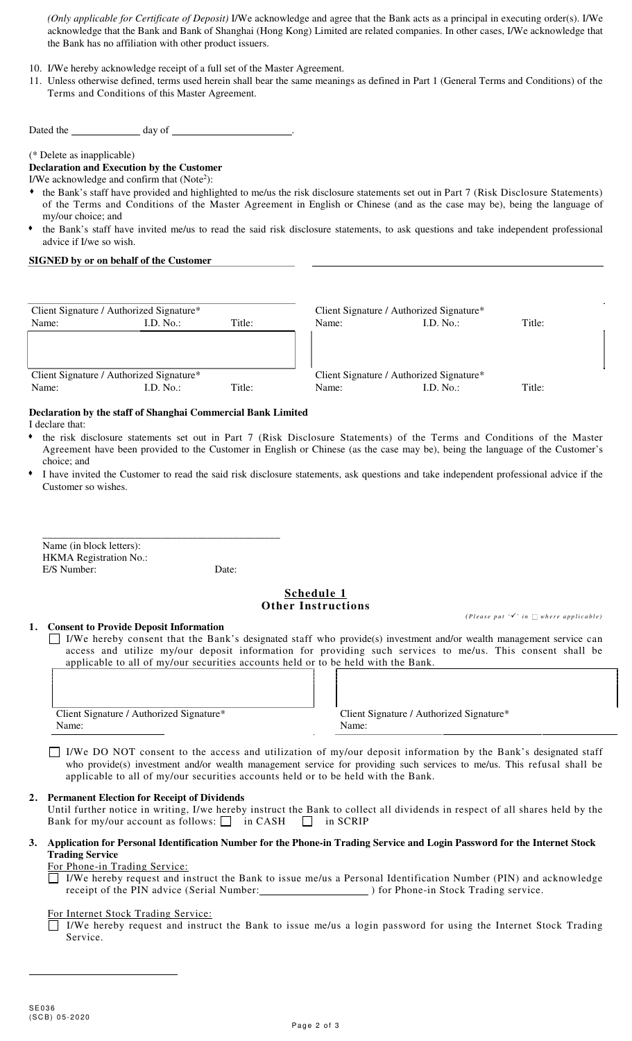*(Only applicable for Certificate of Deposit)* I/We acknowledge and agree that the Bank acts as a principal in executing order(s). I/We acknowledge that the Bank and Bank of Shanghai (Hong Kong) Limited are related companies. In other cases, I/We acknowledge that the Bank has no affiliation with other product issuers.

10. I/We hereby acknowledge receipt of a full set of the Master Agreement.
11. Unless otherwise defined, terms used herein shall bear the same meanings as defined in Part 1 (General Terms and Conditions) of the Terms and Conditions of this Master Agreement.

Dated the ____________ day of ______________________.

(* Delete as inapplicable)

**Declaration and Execution by the Customer**

I/We acknowledge and confirm that (Note[2]):

- the Bank's staff have provided and highlighted to me/us the risk disclosure statements set out in Part 7 (Risk Disclosure Statements) of the Terms and Conditions of the Master Agreement in English or Chinese (and as the case may be), being the language of my/our choice; and
- the Bank's staff have invited me/us to read the said risk disclosure statements, to ask questions and take independent professional advice if I/we so wish.

**SIGNED by or on behalf of the Customer**

| Client Signature / Authorized Signature* | | | Client Signature / Authorized Signature* | | |
|---|---|---|---|---|---|
| Name: | I.D. No.: | Title: | Name: | I.D. No.: | Title: |

| Client Signature / Authorized Signature* | | | Client Signature / Authorized Signature* | | |
|---|---|---|---|---|---|
| Name: | I.D. No.: | Title: | Name: | I.D. No.: | Title: |

**Declaration by the staff of Shanghai Commercial Bank Limited**

I declare that:

- the risk disclosure statements set out in Part 7 (Risk Disclosure Statements) of the Terms and Conditions of the Master Agreement have been provided to the Customer in English or Chinese (as the case may be), being the language of the Customer's choice; and
- I have invited the Customer to read the said risk disclosure statements, ask questions and take independent professional advice if the Customer so wishes.

_____________________________________________

Name (in block letters):

HKMA Registration No.:

E/S Number: Date:

## Schedule 1
## Other Instructions

*(Please put '✓' in □ where applicable)*

**1. Consent to Provide Deposit Information**

☐ I/We hereby consent that the Bank's designated staff who provide(s) investment and/or wealth management service can access and utilize my/our deposit information for providing such services to me/us. This consent shall be applicable to all of my/our securities accounts held or to be held with the Bank.

| Client Signature / Authorized Signature* | Client Signature / Authorized Signature* |
|---|---|
| Name: | Name: |

☐ I/We DO NOT consent to the access and utilization of my/our deposit information by the Bank's designated staff who provide(s) investment and/or wealth management service for providing such services to me/us. This refusal shall be applicable to all of my/our securities accounts held or to be held with the Bank.

**2. Permanent Election for Receipt of Dividends**

Until further notice in writing, I/we hereby instruct the Bank to collect all dividends in respect of all shares held by the Bank for my/our account as follows: ☐ in CASH ☐ in SCRIP

**3. Application for Personal Identification Number for the Phone-in Trading Service and Login Password for the Internet Stock Trading Service**

For Phone-in Trading Service:

☐ I/We hereby request and instruct the Bank to issue me/us a Personal Identification Number (PIN) and acknowledge receipt of the PIN advice (Serial Number:____________________) for Phone-in Stock Trading service.

For Internet Stock Trading Service:

☐ I/We hereby request and instruct the Bank to issue me/us a login password for using the Internet Stock Trading Service.

SE036
(SCB) 05-2020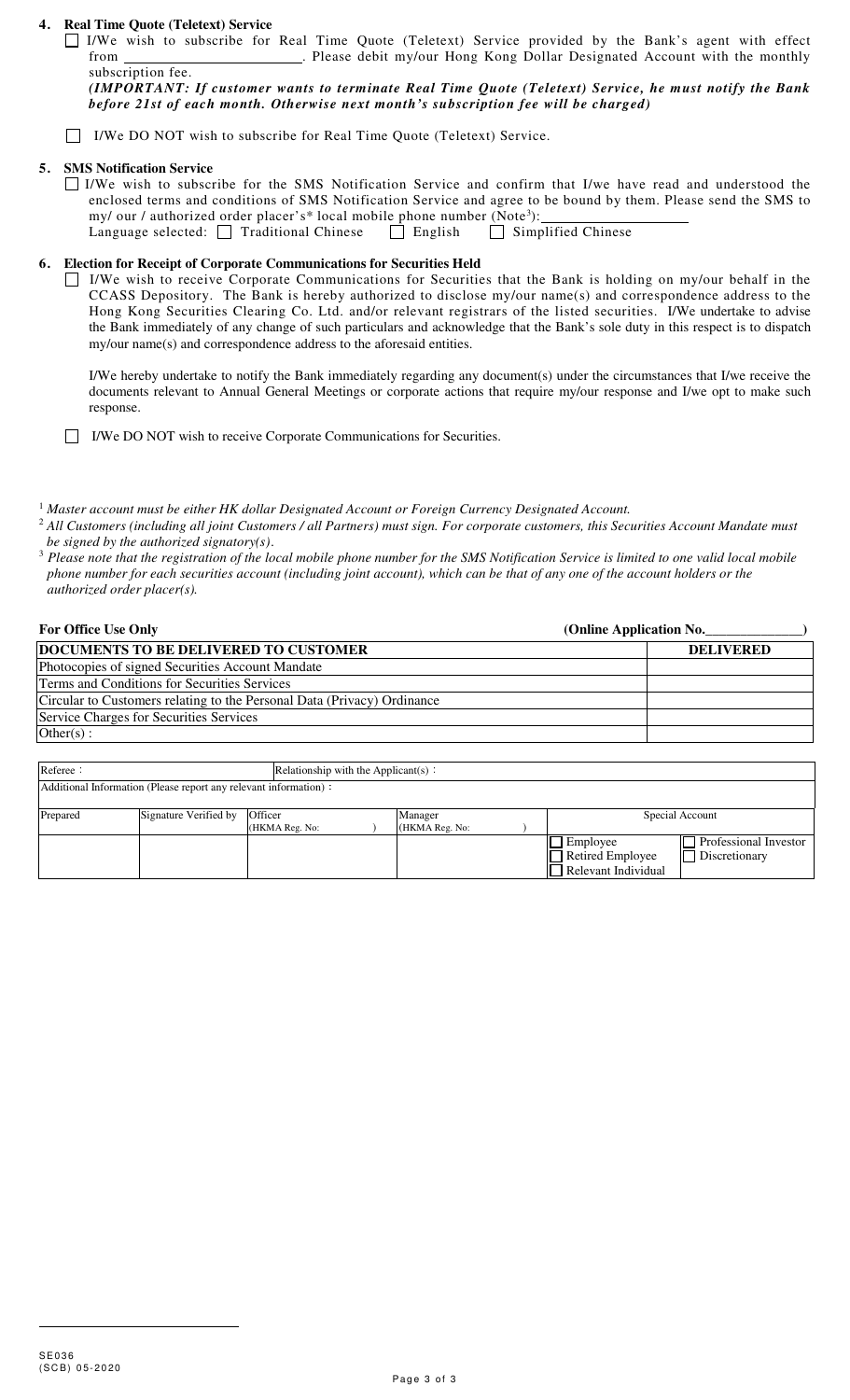## 4. Real Time Quote (Teletext) Service

☐ I/We wish to subscribe for Real Time Quote (Teletext) Service provided by the Bank's agent with effect from ______________________. Please debit my/our Hong Kong Dollar Designated Account with the monthly subscription fee.

***(IMPORTANT: If customer wants to terminate Real Time Quote (Teletext) Service, he must notify the Bank before 21st of each month. Otherwise next month's subscription fee will be charged)***

☐ I/We DO NOT wish to subscribe for Real Time Quote (Teletext) Service.

## 5. SMS Notification Service

☐ I/We wish to subscribe for the SMS Notification Service and confirm that I/we have read and understood the enclosed terms and conditions of SMS Notification Service and agree to be bound by them. Please send the SMS to my/ our / authorized order placer's* local mobile phone number (Note[3]): ______________________

Language selected: ☐ Traditional Chinese ☐ English ☐ Simplified Chinese

## 6. Election for Receipt of Corporate Communications for Securities Held

☐ I/We wish to receive Corporate Communications for Securities that the Bank is holding on my/our behalf in the CCASS Depository. The Bank is hereby authorized to disclose my/our name(s) and correspondence address to the Hong Kong Securities Clearing Co. Ltd. and/or relevant registrars of the listed securities. I/We undertake to advise the Bank immediately of any change of such particulars and acknowledge that the Bank's sole duty in this respect is to dispatch my/our name(s) and correspondence address to the aforesaid entities.

I/We hereby undertake to notify the Bank immediately regarding any document(s) under the circumstances that I/we receive the documents relevant to Annual General Meetings or corporate actions that require my/our response and I/we opt to make such response.

☐ I/We DO NOT wish to receive Corporate Communications for Securities.

[1] *Master account must be either HK dollar Designated Account or Foreign Currency Designated Account.*

[2] *All Customers (including all joint Customers / all Partners) must sign. For corporate customers, this Securities Account Mandate must be signed by the authorized signatory(s).*

[3] *Please note that the registration of the local mobile phone number for the SMS Notification Service is limited to one valid local mobile phone number for each securities account (including joint account), which can be that of any one of the account holders or the authorized order placer(s).*

**For Office Use Only** **(Online Application No.______________)**

| DOCUMENTS TO BE DELIVERED TO CUSTOMER | DELIVERED |
|---|---|
| Photocopies of signed Securities Account Mandate | |
| Terms and Conditions for Securities Services | |
| Circular to Customers relating to the Personal Data (Privacy) Ordinance | |
| Service Charges for Securities Services | |
| Other(s) : | |

| | | | | | |
|---|---|---|---|---|---|
| Referee： | | Relationship with the Applicant(s)： | | | |
| Additional Information (Please report any relevant information)： | | | | | |
| Prepared | Signature Verified by | Officer (HKMA Reg. No: ) | Manager (HKMA Reg. No: ) | Special Account | |
| | | | | ☐ Employee ☐ Retired Employee ☐ Relevant Individual | ☐ Professional Investor ☐ Discretionary |

SE036
(SCB) 05-2020